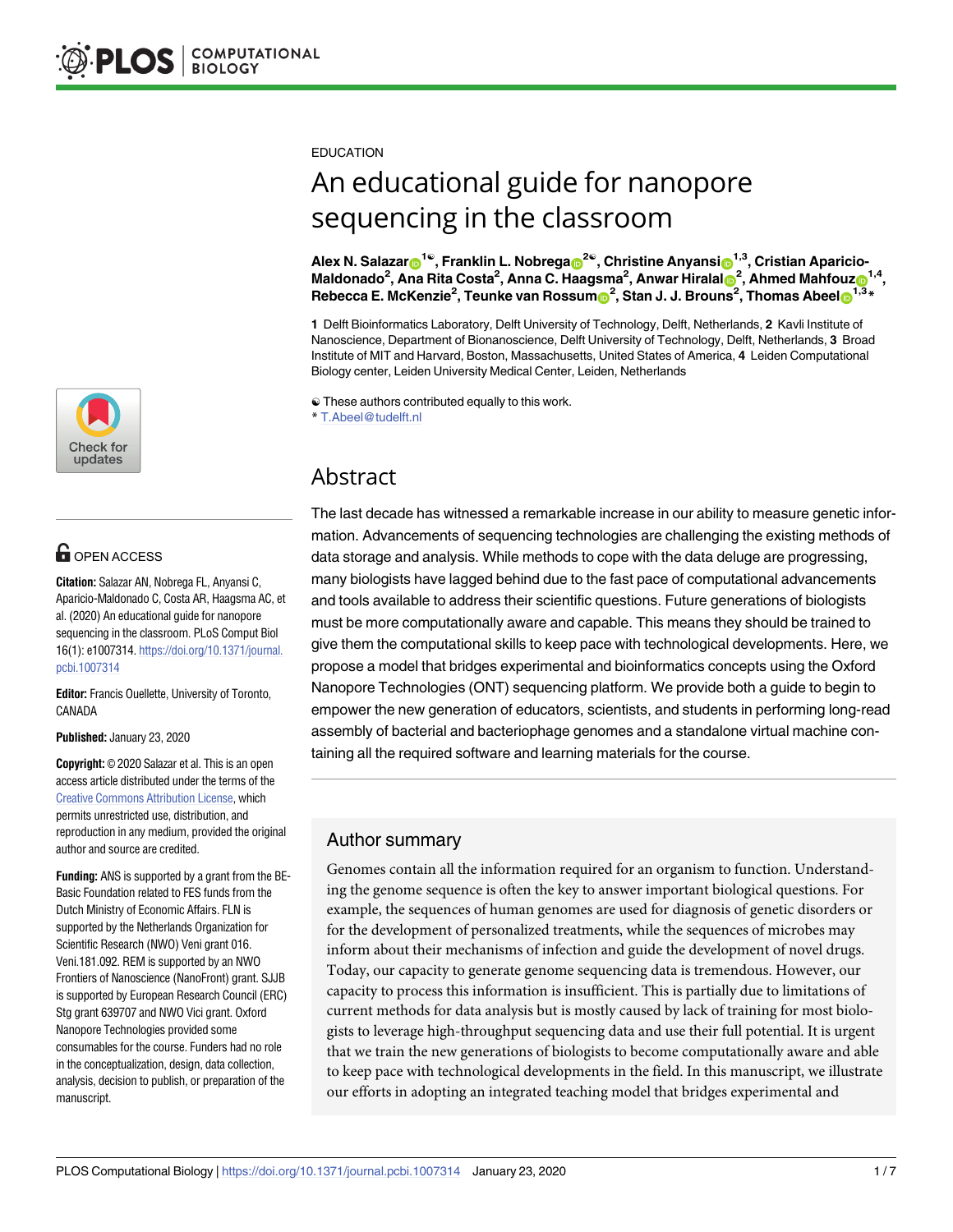EDUCATION

# An educational guide for nanopore sequencing in the classroom

**Alex N. Salazar[1☯], Franklin L. Nobrega[2☯], Christine Anyansi[1,3], Cristian Aparicio-Maldonado[2], Ana Rita Costa[2], Anna C. Haagsma[2], Anwar Hiralal[2], Ahmed Mahfouz[1,4], Rebecca E. McKenzie[2], Teunke van Rossum[2], Stan J. J. Brouns[2], Thomas Abeel[1,3]***

**1** Delft Bioinformatics Laboratory, Delft University of Technology, Delft, Netherlands, **2** Kavli Institute of Nanoscience, Department of Bionanoscience, Delft University of Technology, Delft, Netherlands, **3** Broad Institute of MIT and Harvard, Boston, Massachusetts, United States of America, **4** Leiden Computational Biology center, Leiden University Medical Center, Leiden, Netherlands

☯ These authors contributed equally to this work.
* T.Abeel@tudelft.nl

OPEN ACCESS

**Citation:** Salazar AN, Nobrega FL, Anyansi C, Aparicio-Maldonado C, Costa AR, Haagsma AC, et al. (2020) An educational guide for nanopore sequencing in the classroom. PLoS Comput Biol 16(1): e1007314. https://doi.org/10.1371/journal.pcbi.1007314

**Editor:** Francis Ouellette, University of Toronto, CANADA

**Published:** January 23, 2020

**Copyright:** © 2020 Salazar et al. This is an open access article distributed under the terms of the Creative Commons Attribution License, which permits unrestricted use, distribution, and reproduction in any medium, provided the original author and source are credited.

**Funding:** ANS is supported by a grant from the BE-Basic Foundation related to FES funds from the Dutch Ministry of Economic Affairs. FLN is supported by the Netherlands Organization for Scientific Research (NWO) Veni grant 016.Veni.181.092. REM is supported by an NWO Frontiers of Nanoscience (NanoFront) grant. SJJB is supported by European Research Council (ERC) Stg grant 639707 and NWO Vici grant. Oxford Nanopore Technologies provided some consumables for the course. Funders had no role in the conceptualization, design, data collection, analysis, decision to publish, or preparation of the manuscript.

## Abstract

The last decade has witnessed a remarkable increase in our ability to measure genetic information. Advancements of sequencing technologies are challenging the existing methods of data storage and analysis. While methods to cope with the data deluge are progressing, many biologists have lagged behind due to the fast pace of computational advancements and tools available to address their scientific questions. Future generations of biologists must be more computationally aware and capable. This means they should be trained to give them the computational skills to keep pace with technological developments. Here, we propose a model that bridges experimental and bioinformatics concepts using the Oxford Nanopore Technologies (ONT) sequencing platform. We provide both a guide to begin to empower the new generation of educators, scientists, and students in performing long-read assembly of bacterial and bacteriophage genomes and a standalone virtual machine containing all the required software and learning materials for the course.

## Author summary

Genomes contain all the information required for an organism to function. Understanding the genome sequence is often the key to answer important biological questions. For example, the sequences of human genomes are used for diagnosis of genetic disorders or for the development of personalized treatments, while the sequences of microbes may inform about their mechanisms of infection and guide the development of novel drugs. Today, our capacity to generate genome sequencing data is tremendous. However, our capacity to process this information is insufficient. This is partially due to limitations of current methods for data analysis but is mostly caused by lack of training for most biologists to leverage high-throughput sequencing data and use their full potential. It is urgent that we train the new generations of biologists to become computationally aware and able to keep pace with technological developments in the field. In this manuscript, we illustrate our efforts in adopting an integrated teaching model that bridges experimental and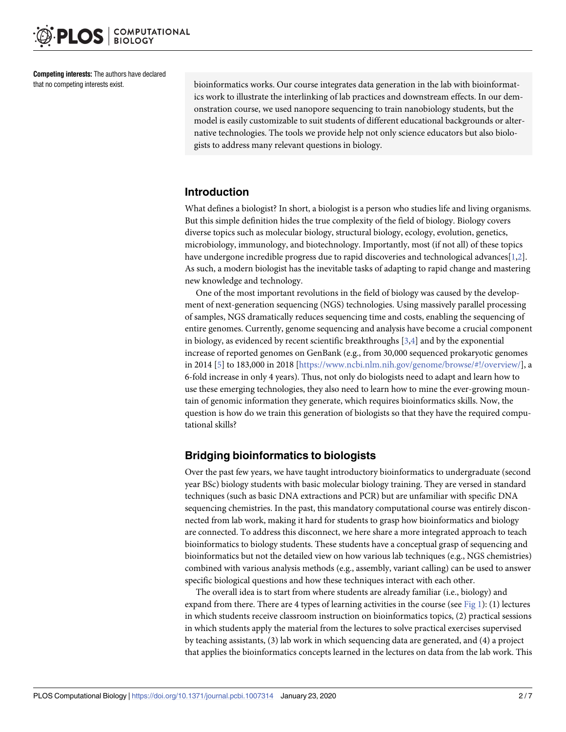**Competing interests:** The authors have declared that no competing interests exist.

bioinformatics works. Our course integrates data generation in the lab with bioinformatics work to illustrate the interlinking of lab practices and downstream effects. In our demonstration course, we used nanopore sequencing to train nanobiology students, but the model is easily customizable to suit students of different educational backgrounds or alternative technologies. The tools we provide help not only science educators but also biologists to address many relevant questions in biology.

## Introduction

What defines a biologist? In short, a biologist is a person who studies life and living organisms. But this simple definition hides the true complexity of the field of biology. Biology covers diverse topics such as molecular biology, structural biology, ecology, evolution, genetics, microbiology, immunology, and biotechnology. Importantly, most (if not all) of these topics have undergone incredible progress due to rapid discoveries and technological advances[1,2]. As such, a modern biologist has the inevitable tasks of adapting to rapid change and mastering new knowledge and technology.

One of the most important revolutions in the field of biology was caused by the development of next-generation sequencing (NGS) technologies. Using massively parallel processing of samples, NGS dramatically reduces sequencing time and costs, enabling the sequencing of entire genomes. Currently, genome sequencing and analysis have become a crucial component in biology, as evidenced by recent scientific breakthroughs [3,4] and by the exponential increase of reported genomes on GenBank (e.g., from 30,000 sequenced prokaryotic genomes in 2014 [5] to 183,000 in 2018 [https://www.ncbi.nlm.nih.gov/genome/browse/#!/overview/], a 6-fold increase in only 4 years). Thus, not only do biologists need to adapt and learn how to use these emerging technologies, they also need to learn how to mine the ever-growing mountain of genomic information they generate, which requires bioinformatics skills. Now, the question is how do we train this generation of biologists so that they have the required computational skills?

## Bridging bioinformatics to biologists

Over the past few years, we have taught introductory bioinformatics to undergraduate (second year BSc) biology students with basic molecular biology training. They are versed in standard techniques (such as basic DNA extractions and PCR) but are unfamiliar with specific DNA sequencing chemistries. In the past, this mandatory computational course was entirely disconnected from lab work, making it hard for students to grasp how bioinformatics and biology are connected. To address this disconnect, we here share a more integrated approach to teach bioinformatics to biology students. These students have a conceptual grasp of sequencing and bioinformatics but not the detailed view on how various lab techniques (e.g., NGS chemistries) combined with various analysis methods (e.g., assembly, variant calling) can be used to answer specific biological questions and how these techniques interact with each other.

The overall idea is to start from where students are already familiar (i.e., biology) and expand from there. There are 4 types of learning activities in the course (see Fig 1): (1) lectures in which students receive classroom instruction on bioinformatics topics, (2) practical sessions in which students apply the material from the lectures to solve practical exercises supervised by teaching assistants, (3) lab work in which sequencing data are generated, and (4) a project that applies the bioinformatics concepts learned in the lectures on data from the lab work. This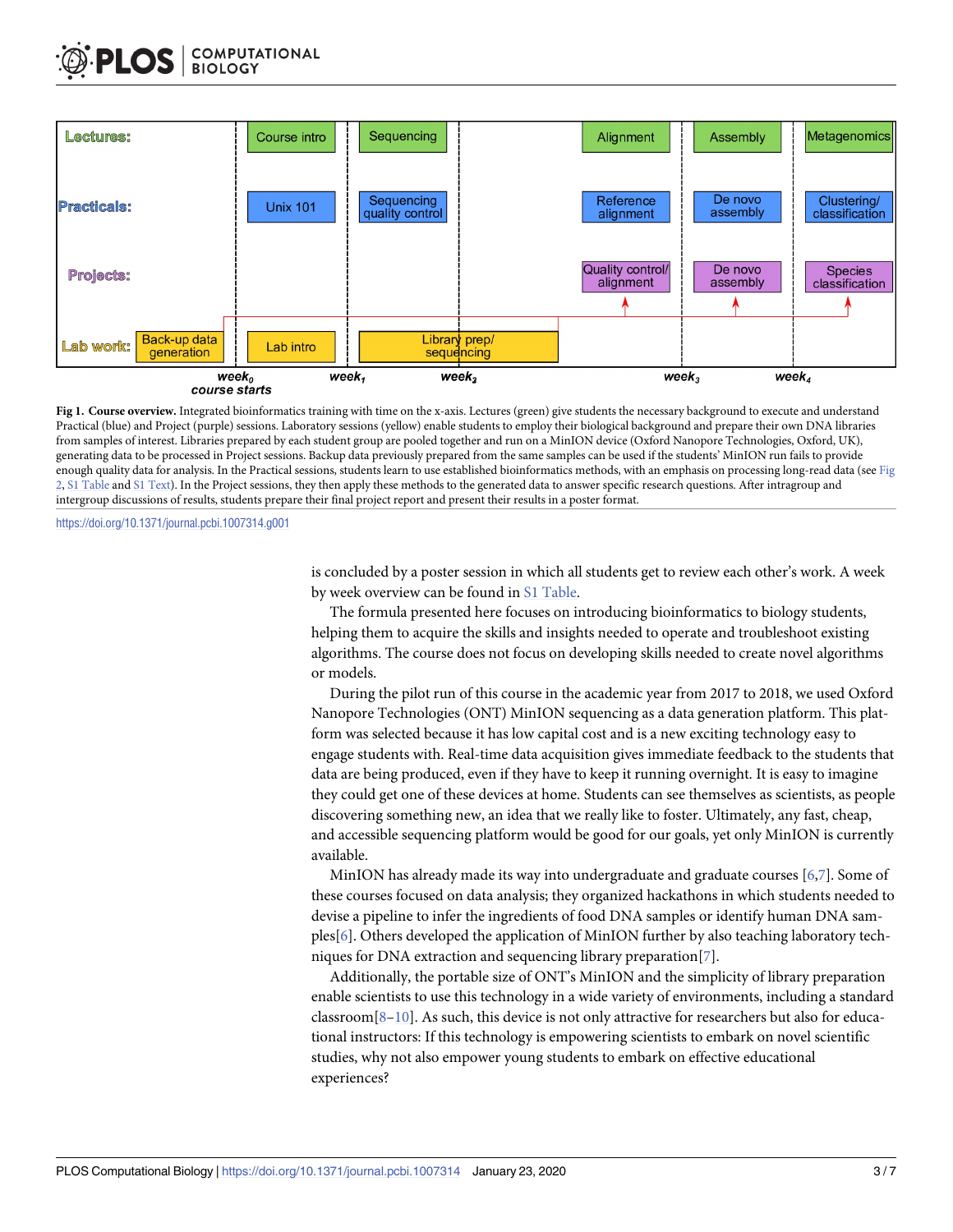**Fig 1. Course overview.** Integrated bioinformatics training with time on the x-axis. Lectures (green) give students the necessary background to execute and understand Practical (blue) and Project (purple) sessions. Laboratory sessions (yellow) enable students to employ their biological background and prepare their own DNA libraries from samples of interest. Libraries prepared by each student group are pooled together and run on a MinION device (Oxford Nanopore Technologies, Oxford, UK), generating data to be processed in Project sessions. Backup data previously prepared from the same samples can be used if the students' MinION run fails to provide enough quality data for analysis. In the Practical sessions, students learn to use established bioinformatics methods, with an emphasis on processing long-read data (see Fig 2, S1 Table and S1 Text). In the Project sessions, they then apply these methods to the generated data to answer specific research questions. After intragroup and intergroup discussions of results, students prepare their final project report and present their results in a poster format.

https://doi.org/10.1371/journal.pcbi.1007314.g001

is concluded by a poster session in which all students get to review each other's work. A week by week overview can be found in S1 Table.

The formula presented here focuses on introducing bioinformatics to biology students, helping them to acquire the skills and insights needed to operate and troubleshoot existing algorithms. The course does not focus on developing skills needed to create novel algorithms or models.

During the pilot run of this course in the academic year from 2017 to 2018, we used Oxford Nanopore Technologies (ONT) MinION sequencing as a data generation platform. This platform was selected because it has low capital cost and is a new exciting technology easy to engage students with. Real-time data acquisition gives immediate feedback to the students that data are being produced, even if they have to keep it running overnight. It is easy to imagine they could get one of these devices at home. Students can see themselves as scientists, as people discovering something new, an idea that we really like to foster. Ultimately, any fast, cheap, and accessible sequencing platform would be good for our goals, yet only MinION is currently available.

MinION has already made its way into undergraduate and graduate courses [6,7]. Some of these courses focused on data analysis; they organized hackathons in which students needed to devise a pipeline to infer the ingredients of food DNA samples or identify human DNA samples[6]. Others developed the application of MinION further by also teaching laboratory techniques for DNA extraction and sequencing library preparation[7].

Additionally, the portable size of ONT's MinION and the simplicity of library preparation enable scientists to use this technology in a wide variety of environments, including a standard classroom[8–10]. As such, this device is not only attractive for researchers but also for educational instructors: If this technology is empowering scientists to embark on novel scientific studies, why not also empower young students to embark on effective educational experiences?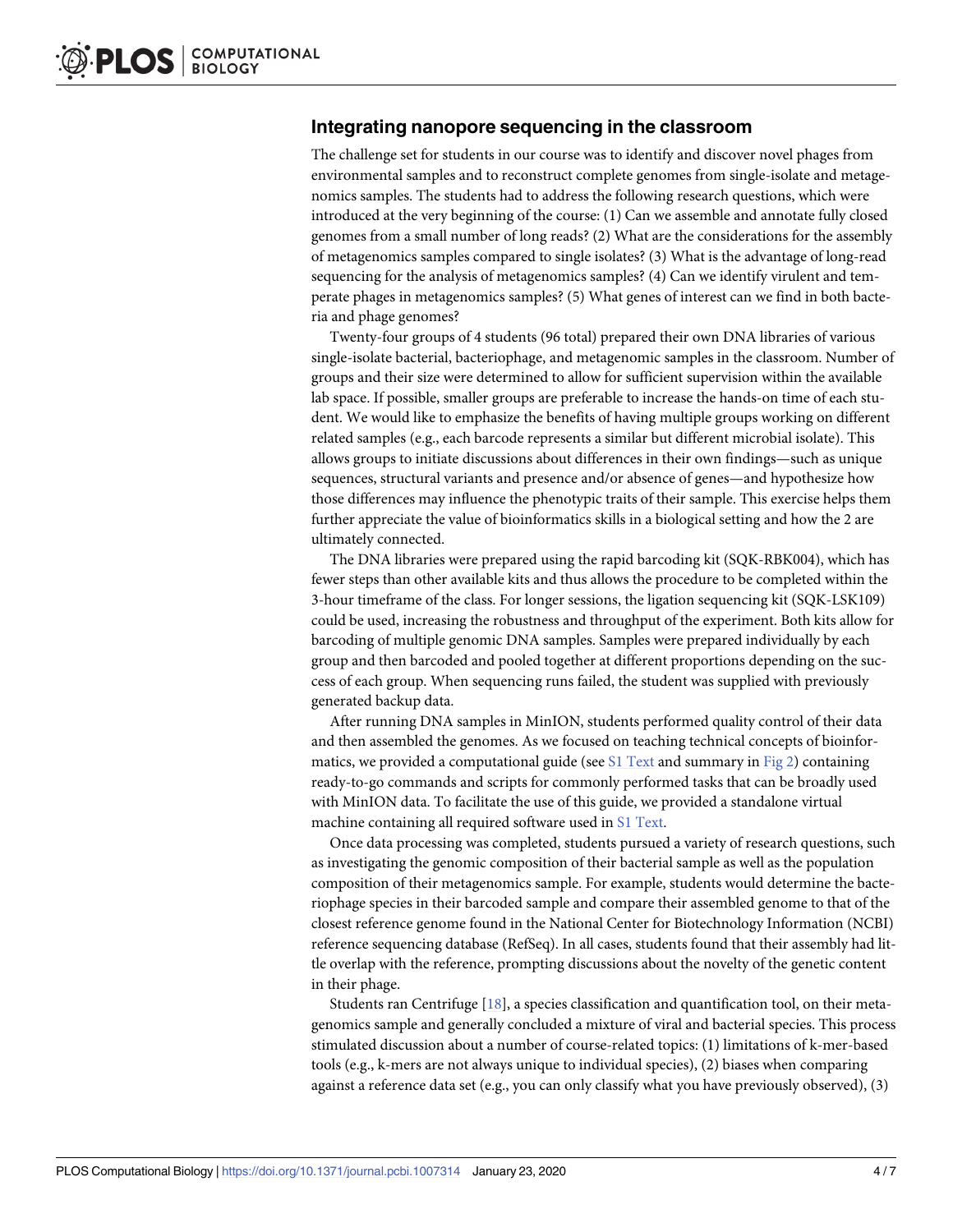## Integrating nanopore sequencing in the classroom

The challenge set for students in our course was to identify and discover novel phages from environmental samples and to reconstruct complete genomes from single-isolate and metagenomics samples. The students had to address the following research questions, which were introduced at the very beginning of the course: (1) Can we assemble and annotate fully closed genomes from a small number of long reads? (2) What are the considerations for the assembly of metagenomics samples compared to single isolates? (3) What is the advantage of long-read sequencing for the analysis of metagenomics samples? (4) Can we identify virulent and temperate phages in metagenomics samples? (5) What genes of interest can we find in both bacteria and phage genomes?

Twenty-four groups of 4 students (96 total) prepared their own DNA libraries of various single-isolate bacterial, bacteriophage, and metagenomic samples in the classroom. Number of groups and their size were determined to allow for sufficient supervision within the available lab space. If possible, smaller groups are preferable to increase the hands-on time of each student. We would like to emphasize the benefits of having multiple groups working on different related samples (e.g., each barcode represents a similar but different microbial isolate). This allows groups to initiate discussions about differences in their own findings—such as unique sequences, structural variants and presence and/or absence of genes—and hypothesize how those differences may influence the phenotypic traits of their sample. This exercise helps them further appreciate the value of bioinformatics skills in a biological setting and how the 2 are ultimately connected.

The DNA libraries were prepared using the rapid barcoding kit (SQK-RBK004), which has fewer steps than other available kits and thus allows the procedure to be completed within the 3-hour timeframe of the class. For longer sessions, the ligation sequencing kit (SQK-LSK109) could be used, increasing the robustness and throughput of the experiment. Both kits allow for barcoding of multiple genomic DNA samples. Samples were prepared individually by each group and then barcoded and pooled together at different proportions depending on the success of each group. When sequencing runs failed, the student was supplied with previously generated backup data.

After running DNA samples in MinION, students performed quality control of their data and then assembled the genomes. As we focused on teaching technical concepts of bioinformatics, we provided a computational guide (see S1 Text and summary in Fig 2) containing ready-to-go commands and scripts for commonly performed tasks that can be broadly used with MinION data. To facilitate the use of this guide, we provided a standalone virtual machine containing all required software used in S1 Text.

Once data processing was completed, students pursued a variety of research questions, such as investigating the genomic composition of their bacterial sample as well as the population composition of their metagenomics sample. For example, students would determine the bacteriophage species in their barcoded sample and compare their assembled genome to that of the closest reference genome found in the National Center for Biotechnology Information (NCBI) reference sequencing database (RefSeq). In all cases, students found that their assembly had little overlap with the reference, prompting discussions about the novelty of the genetic content in their phage.

Students ran Centrifuge [18], a species classification and quantification tool, on their metagenomics sample and generally concluded a mixture of viral and bacterial species. This process stimulated discussion about a number of course-related topics: (1) limitations of k-mer-based tools (e.g., k-mers are not always unique to individual species), (2) biases when comparing against a reference data set (e.g., you can only classify what you have previously observed), (3)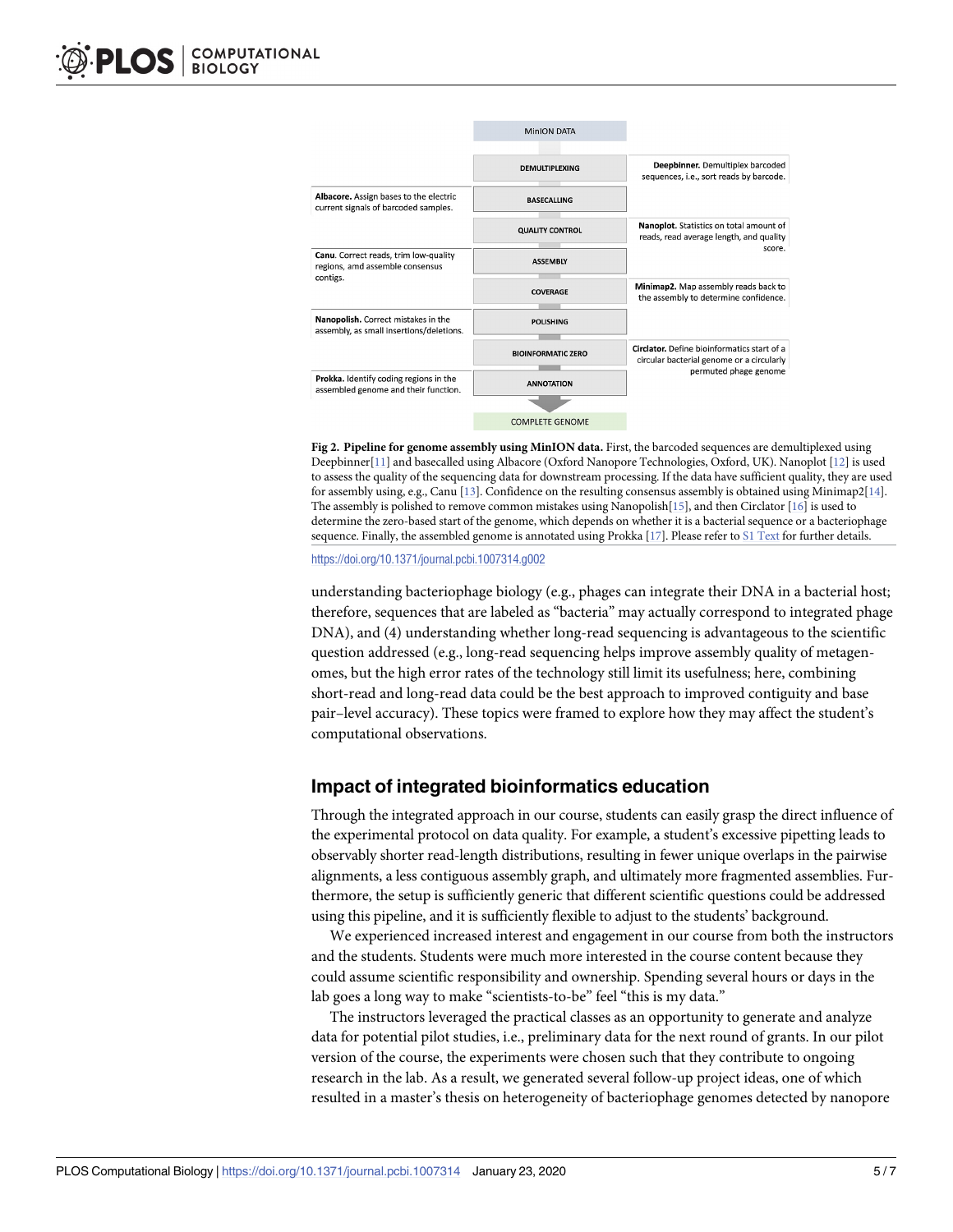MinION DATA

| | Step | |
|---|---|---|
| | DEMULTIPLEXING | **Deepbinner.** Demultiplex barcoded sequences, i.e., sort reads by barcode. |
| **Albacore.** Assign bases to the electric current signals of barcoded samples. | BASECALLING | |
| | QUALITY CONTROL | **Nanoplot.** Statistics on total amount of reads, read average length, and quality score. |
| **Canu**. Correct reads, trim low-quality regions, amd assemble consensus contigs. | ASSEMBLY | |
| | COVERAGE | **Minimap2.** Map assembly reads back to the assembly to determine confidence. |
| **Nanopolish.** Correct mistakes in the assembly, as small insertions/deletions. | POLISHING | |
| | BIOINFORMATIC ZERO | **Circlator.** Define bioinformatics start of a circular bacterial genome or a circularly permuted phage genome |
| **Prokka.** Identify coding regions in the assembled genome and their function. | ANNOTATION | |

COMPLETE GENOME

**Fig 2. Pipeline for genome assembly using MinION data.** First, the barcoded sequences are demultiplexed using Deepbinner[11] and basecalled using Albacore (Oxford Nanopore Technologies, Oxford, UK). Nanoplot [12] is used to assess the quality of the sequencing data for downstream processing. If the data have sufficient quality, they are used for assembly using, e.g., Canu [13]. Confidence on the resulting consensus assembly is obtained using Minimap2[14]. The assembly is polished to remove common mistakes using Nanopolish[15], and then Circlator [16] is used to determine the zero-based start of the genome, which depends on whether it is a bacterial sequence or a bacteriophage sequence. Finally, the assembled genome is annotated using Prokka [17]. Please refer to S1 Text for further details.

https://doi.org/10.1371/journal.pcbi.1007314.g002

understanding bacteriophage biology (e.g., phages can integrate their DNA in a bacterial host; therefore, sequences that are labeled as "bacteria" may actually correspond to integrated phage DNA), and (4) understanding whether long-read sequencing is advantageous to the scientific question addressed (e.g., long-read sequencing helps improve assembly quality of metagenomes, but the high error rates of the technology still limit its usefulness; here, combining short-read and long-read data could be the best approach to improved contiguity and base pair–level accuracy). These topics were framed to explore how they may affect the student's computational observations.

## Impact of integrated bioinformatics education

Through the integrated approach in our course, students can easily grasp the direct influence of the experimental protocol on data quality. For example, a student's excessive pipetting leads to observably shorter read-length distributions, resulting in fewer unique overlaps in the pairwise alignments, a less contiguous assembly graph, and ultimately more fragmented assemblies. Furthermore, the setup is sufficiently generic that different scientific questions could be addressed using this pipeline, and it is sufficiently flexible to adjust to the students' background.

We experienced increased interest and engagement in our course from both the instructors and the students. Students were much more interested in the course content because they could assume scientific responsibility and ownership. Spending several hours or days in the lab goes a long way to make "scientists-to-be" feel "this is my data."

The instructors leveraged the practical classes as an opportunity to generate and analyze data for potential pilot studies, i.e., preliminary data for the next round of grants. In our pilot version of the course, the experiments were chosen such that they contribute to ongoing research in the lab. As a result, we generated several follow-up project ideas, one of which resulted in a master's thesis on heterogeneity of bacteriophage genomes detected by nanopore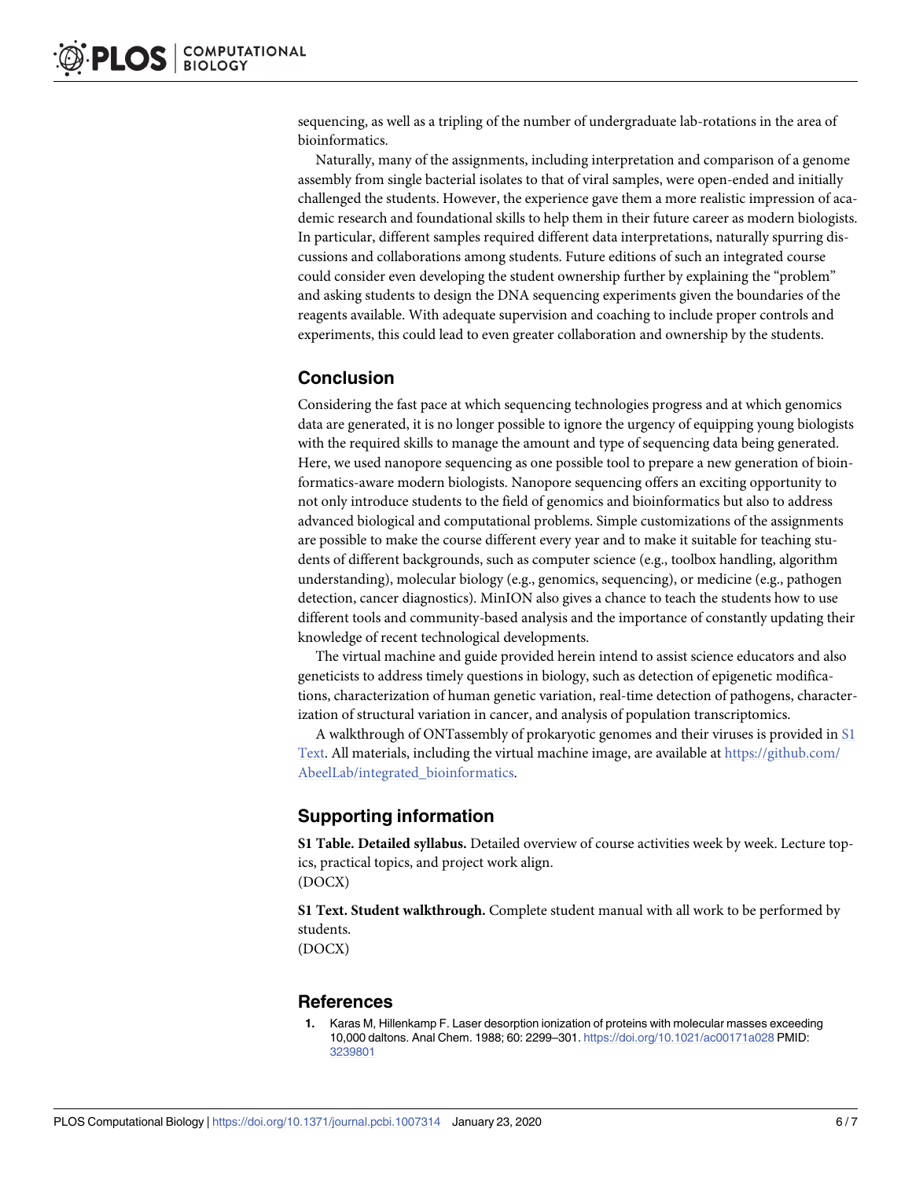sequencing, as well as a tripling of the number of undergraduate lab-rotations in the area of bioinformatics.

Naturally, many of the assignments, including interpretation and comparison of a genome assembly from single bacterial isolates to that of viral samples, were open-ended and initially challenged the students. However, the experience gave them a more realistic impression of academic research and foundational skills to help them in their future career as modern biologists. In particular, different samples required different data interpretations, naturally spurring discussions and collaborations among students. Future editions of such an integrated course could consider even developing the student ownership further by explaining the "problem" and asking students to design the DNA sequencing experiments given the boundaries of the reagents available. With adequate supervision and coaching to include proper controls and experiments, this could lead to even greater collaboration and ownership by the students.

## Conclusion

Considering the fast pace at which sequencing technologies progress and at which genomics data are generated, it is no longer possible to ignore the urgency of equipping young biologists with the required skills to manage the amount and type of sequencing data being generated. Here, we used nanopore sequencing as one possible tool to prepare a new generation of bioinformatics-aware modern biologists. Nanopore sequencing offers an exciting opportunity to not only introduce students to the field of genomics and bioinformatics but also to address advanced biological and computational problems. Simple customizations of the assignments are possible to make the course different every year and to make it suitable for teaching students of different backgrounds, such as computer science (e.g., toolbox handling, algorithm understanding), molecular biology (e.g., genomics, sequencing), or medicine (e.g., pathogen detection, cancer diagnostics). MinION also gives a chance to teach the students how to use different tools and community-based analysis and the importance of constantly updating their knowledge of recent technological developments.

The virtual machine and guide provided herein intend to assist science educators and also geneticists to address timely questions in biology, such as detection of epigenetic modifications, characterization of human genetic variation, real-time detection of pathogens, characterization of structural variation in cancer, and analysis of population transcriptomics.

A walkthrough of ONTassembly of prokaryotic genomes and their viruses is provided in S1 Text. All materials, including the virtual machine image, are available at https://github.com/AbeelLab/integrated_bioinformatics.

## Supporting information

**S1 Table. Detailed syllabus.** Detailed overview of course activities week by week. Lecture topics, practical topics, and project work align.
(DOCX)

**S1 Text. Student walkthrough.** Complete student manual with all work to be performed by students.
(DOCX)

## References

1. Karas M, Hillenkamp F. Laser desorption ionization of proteins with molecular masses exceeding 10,000 daltons. Anal Chem. 1988; 60: 2299–301. https://doi.org/10.1021/ac00171a028 PMID: 3239801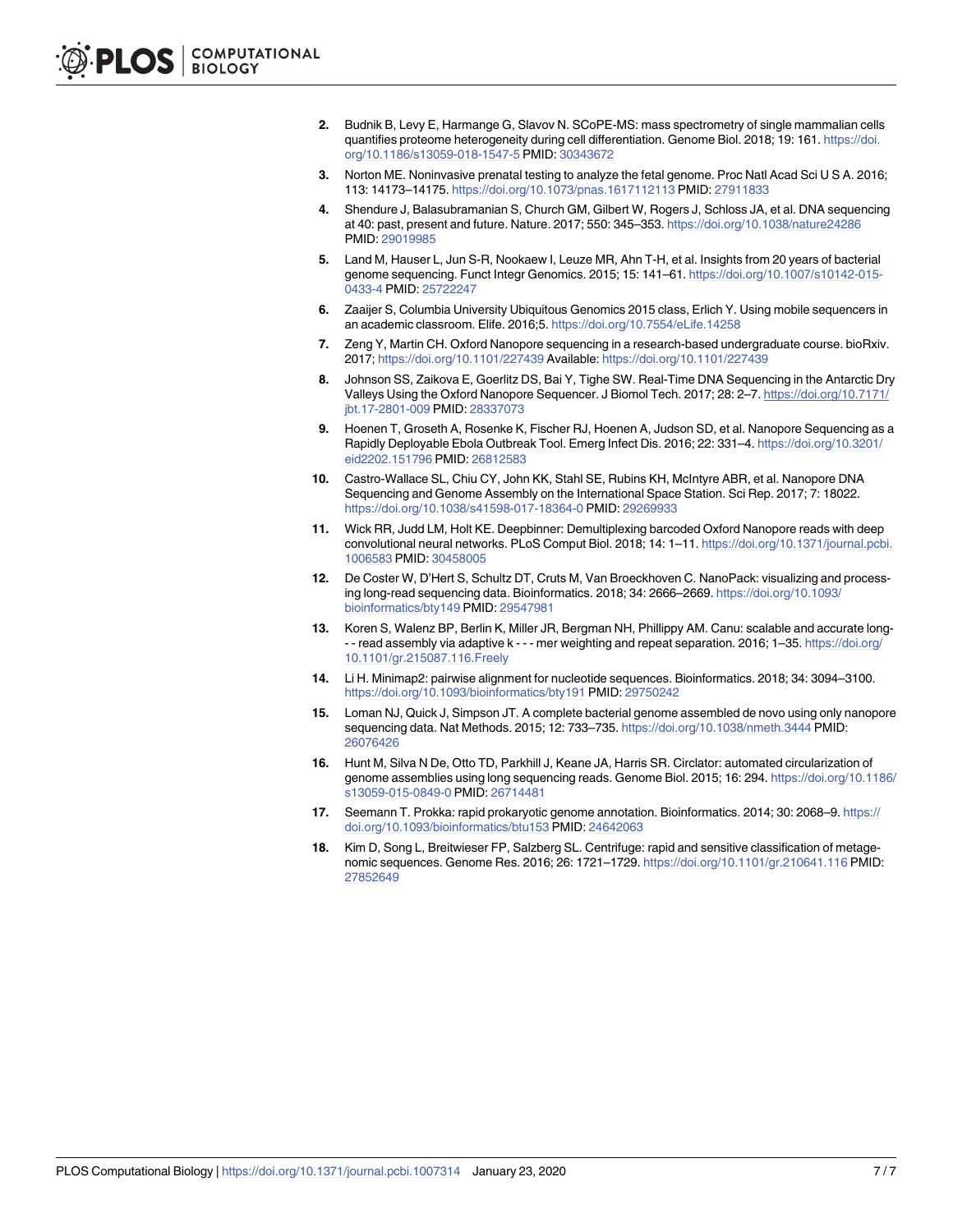2. Budnik B, Levy E, Harmange G, Slavov N. SCoPE-MS: mass spectrometry of single mammalian cells quantifies proteome heterogeneity during cell differentiation. Genome Biol. 2018; 19: 161. https://doi.org/10.1186/s13059-018-1547-5 PMID: 30343672
3. Norton ME. Noninvasive prenatal testing to analyze the fetal genome. Proc Natl Acad Sci U S A. 2016; 113: 14173–14175. https://doi.org/10.1073/pnas.1617112113 PMID: 27911833
4. Shendure J, Balasubramanian S, Church GM, Gilbert W, Rogers J, Schloss JA, et al. DNA sequencing at 40: past, present and future. Nature. 2017; 550: 345–353. https://doi.org/10.1038/nature24286 PMID: 29019985
5. Land M, Hauser L, Jun S-R, Nookaew I, Leuze MR, Ahn T-H, et al. Insights from 20 years of bacterial genome sequencing. Funct Integr Genomics. 2015; 15: 141–61. https://doi.org/10.1007/s10142-015-0433-4 PMID: 25722247
6. Zaaijer S, Columbia University Ubiquitous Genomics 2015 class, Erlich Y. Using mobile sequencers in an academic classroom. Elife. 2016;5. https://doi.org/10.7554/eLife.14258
7. Zeng Y, Martin CH. Oxford Nanopore sequencing in a research-based undergraduate course. bioRxiv. 2017; https://doi.org/10.1101/227439 Available: https://doi.org/10.1101/227439
8. Johnson SS, Zaikova E, Goerlitz DS, Bai Y, Tighe SW. Real-Time DNA Sequencing in the Antarctic Dry Valleys Using the Oxford Nanopore Sequencer. J Biomol Tech. 2017; 28: 2–7. https://doi.org/10.7171/jbt.17-2801-009 PMID: 28337073
9. Hoenen T, Groseth A, Rosenke K, Fischer RJ, Hoenen A, Judson SD, et al. Nanopore Sequencing as a Rapidly Deployable Ebola Outbreak Tool. Emerg Infect Dis. 2016; 22: 331–4. https://doi.org/10.3201/eid2202.151796 PMID: 26812583
10. Castro-Wallace SL, Chiu CY, John KK, Stahl SE, Rubins KH, McIntyre ABR, et al. Nanopore DNA Sequencing and Genome Assembly on the International Space Station. Sci Rep. 2017; 7: 18022. https://doi.org/10.1038/s41598-017-18364-0 PMID: 29269933
11. Wick RR, Judd LM, Holt KE. Deepbinner: Demultiplexing barcoded Oxford Nanopore reads with deep convolutional neural networks. PLoS Comput Biol. 2018; 14: 1–11. https://doi.org/10.1371/journal.pcbi.1006583 PMID: 30458005
12. De Coster W, D'Hert S, Schultz DT, Cruts M, Van Broeckhoven C. NanoPack: visualizing and processing long-read sequencing data. Bioinformatics. 2018; 34: 2666–2669. https://doi.org/10.1093/bioinformatics/bty149 PMID: 29547981
13. Koren S, Walenz BP, Berlin K, Miller JR, Bergman NH, Phillippy AM. Canu: scalable and accurate long- - - read assembly via adaptive k - - - mer weighting and repeat separation. 2016; 1–35. https://doi.org/10.1101/gr.215087.116.Freely
14. Li H. Minimap2: pairwise alignment for nucleotide sequences. Bioinformatics. 2018; 34: 3094–3100. https://doi.org/10.1093/bioinformatics/bty191 PMID: 29750242
15. Loman NJ, Quick J, Simpson JT. A complete bacterial genome assembled de novo using only nanopore sequencing data. Nat Methods. 2015; 12: 733–735. https://doi.org/10.1038/nmeth.3444 PMID: 26076426
16. Hunt M, Silva N De, Otto TD, Parkhill J, Keane JA, Harris SR. Circlator: automated circularization of genome assemblies using long sequencing reads. Genome Biol. 2015; 16: 294. https://doi.org/10.1186/s13059-015-0849-0 PMID: 26714481
17. Seemann T. Prokka: rapid prokaryotic genome annotation. Bioinformatics. 2014; 30: 2068–9. https://doi.org/10.1093/bioinformatics/btu153 PMID: 24642063
18. Kim D, Song L, Breitwieser FP, Salzberg SL. Centrifuge: rapid and sensitive classification of metagenomic sequences. Genome Res. 2016; 26: 1721–1729. https://doi.org/10.1101/gr.210641.116 PMID: 27852649